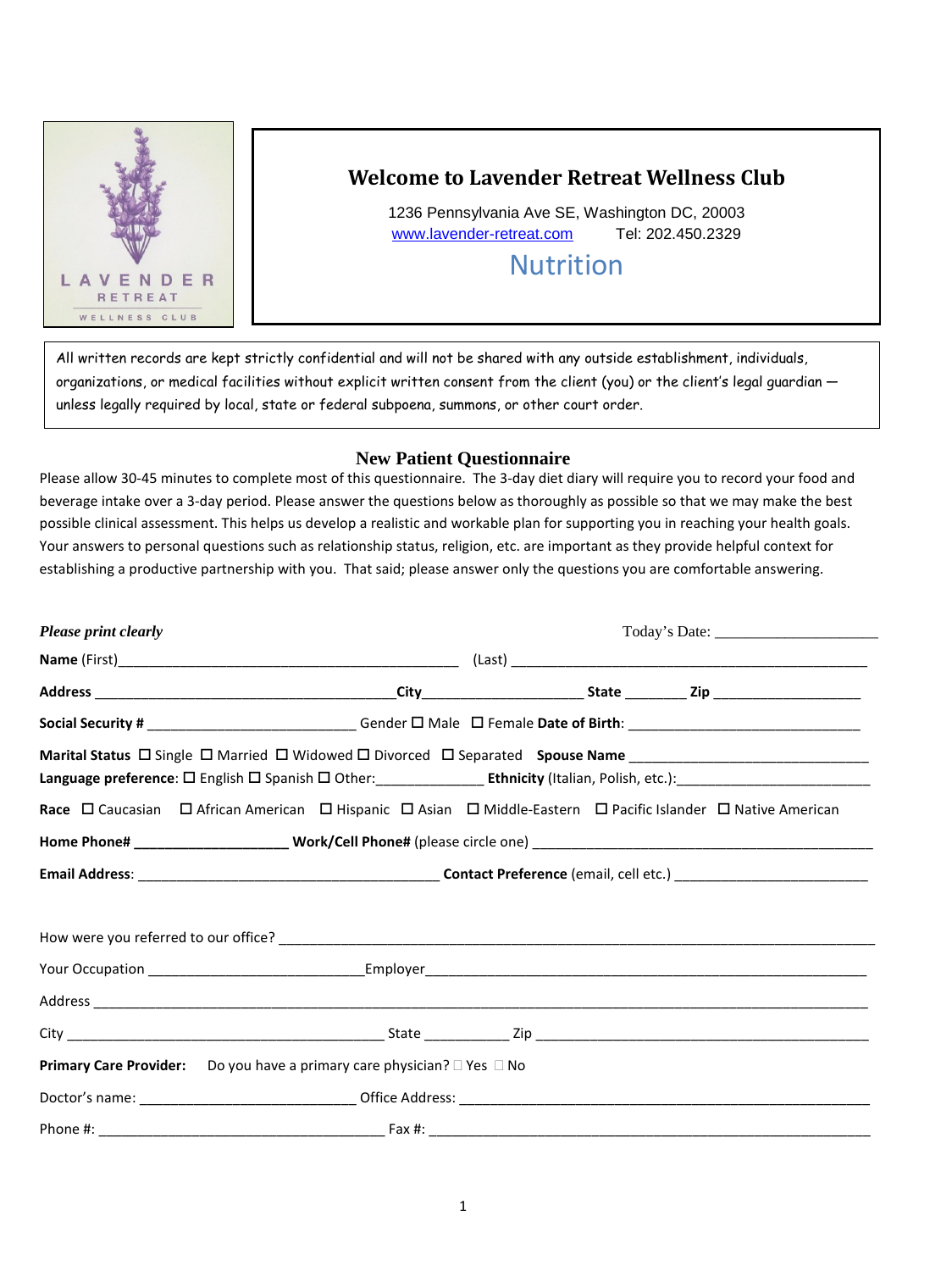LAVENDER RETREAT WELLNESS CLUB

# Welcome to Lavender Retreat Wellness Club

1236 Pennsylvania Ave SE, Washington DC, 20003
www.lavender-retreat.com Tel: 202.450.2329

## Nutrition

All written records are kept strictly confidential and will not be shared with any outside establishment, individuals, organizations, or medical facilities without explicit written consent from the client (you) or the client's legal guardian — unless legally required by local, state or federal subpoena, summons, or other court order.

### New Patient Questionnaire

Please allow 30-45 minutes to complete most of this questionnaire. The 3-day diet diary will require you to record your food and beverage intake over a 3-day period. Please answer the questions below as thoroughly as possible so that we may make the best possible clinical assessment. This helps us develop a realistic and workable plan for supporting you in reaching your health goals. Your answers to personal questions such as relationship status, religion, etc. are important as they provide helpful context for establishing a productive partnership with you. That said; please answer only the questions you are comfortable answering.

***Please print clearly*** Today's Date: ____________________

**Name** (First)____________________________________________ (Last) ______________________________________________

**Address** _______________________________________**City**____________________ **State** ________ **Zip** ___________________

**Social Security #** __________________________ Gender ☐ Male ☐ Female **Date of Birth**: ______________________________

**Marital Status** ☐ Single ☐ Married ☐ Widowed ☐ Divorced ☐ Separated **Spouse Name** ______________________________

**Language preference**: ☐ English ☐ Spanish ☐ Other:______________ **Ethnicity** (Italian, Polish, etc.):________________________

**Race** ☐ Caucasian ☐ African American ☐ Hispanic ☐ Asian ☐ Middle-Eastern ☐ Pacific Islander ☐ Native American

**Home Phone# ___________________ Work/Cell Phone#** (please circle one) ____________________________________________

**Email Address**: _______________________________________ **Contact Preference** (email, cell etc.) _________________________

How were you referred to our office? ___________________________________________________________________________

Your Occupation ___________________________Employer________________________________________________________

Address _________________________________________________________________________________________________

City _________________________________________ State ___________ Zip ___________________________________________

**Primary Care Provider:** Do you have a primary care physician? ☐ Yes ☐ No

Doctor's name: ___________________________ Office Address: ____________________________________________________

Phone #: _____________________________________ Fax #: ________________________________________________________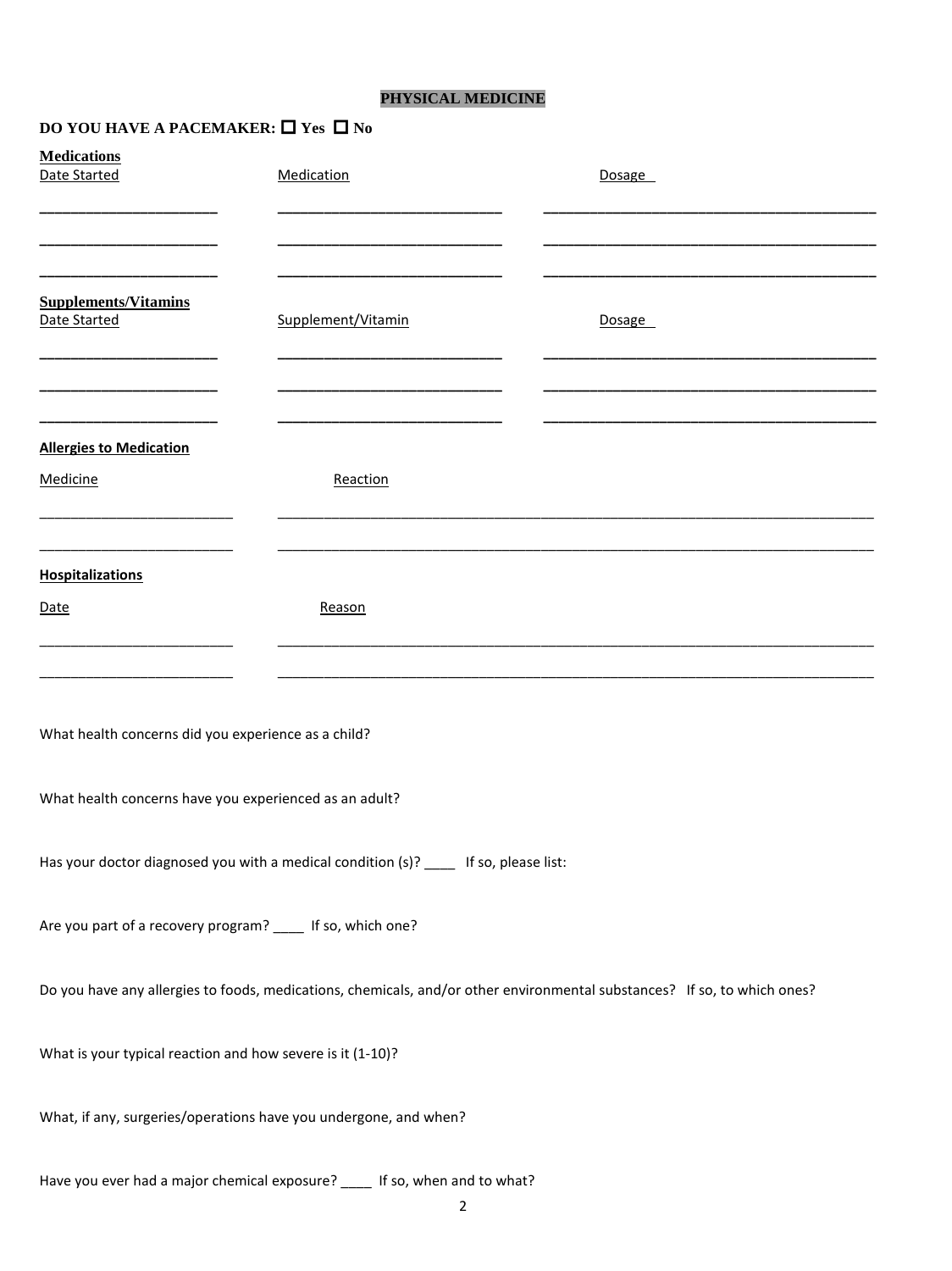## PHYSICAL MEDICINE

**DO YOU HAVE A PACEMAKER: ☐ Yes ☐ No**

**Medications**

| Date Started | Medication | Dosage |
|---|---|---|
| | | |
| | | |
| | | |

**Supplements/Vitamins**

| Date Started | Supplement/Vitamin | Dosage |
|---|---|---|
| | | |
| | | |
| | | |

**Allergies to Medication**

| Medicine | Reaction |
|---|---|
| | |
| | |

**Hospitalizations**

| Date | Reason |
|---|---|
| | |
| | |

What health concerns did you experience as a child?

What health concerns have you experienced as an adult?

Has your doctor diagnosed you with a medical condition (s)? ____ If so, please list:

Are you part of a recovery program? ____ If so, which one?

Do you have any allergies to foods, medications, chemicals, and/or other environmental substances? If so, to which ones?

What is your typical reaction and how severe is it (1-10)?

What, if any, surgeries/operations have you undergone, and when?

Have you ever had a major chemical exposure? ____ If so, when and to what?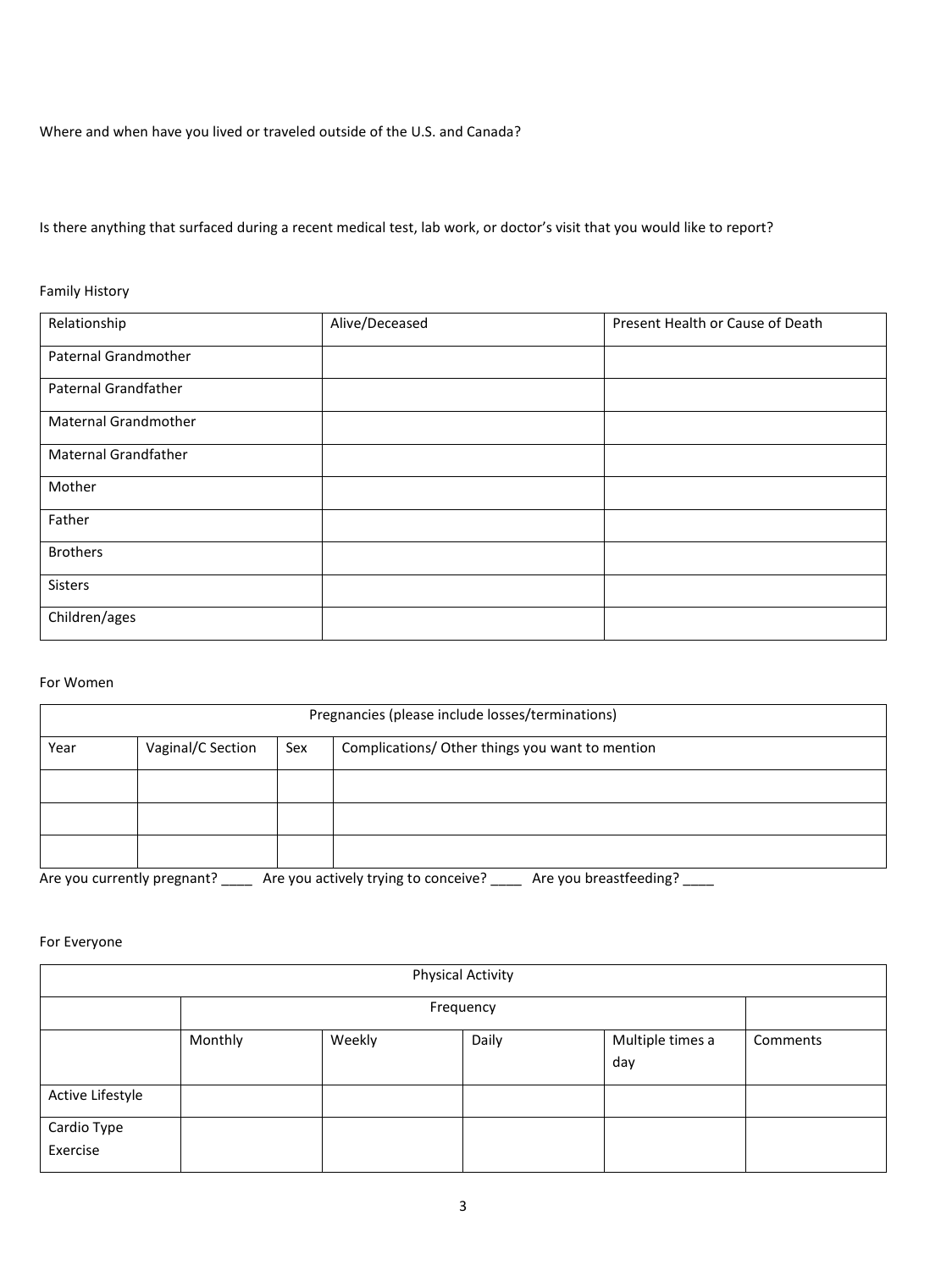Where and when have you lived or traveled outside of the U.S. and Canada?

Is there anything that surfaced during a recent medical test, lab work, or doctor's visit that you would like to report?

Family History

| Relationship | Alive/Deceased | Present Health or Cause of Death |
|---|---|---|
| Paternal Grandmother | | |
| Paternal Grandfather | | |
| Maternal Grandmother | | |
| Maternal Grandfather | | |
| Mother | | |
| Father | | |
| Brothers | | |
| Sisters | | |
| Children/ages | | |

For Women

| Pregnancies (please include losses/terminations) | | | |
|---|---|---|---|
| Year | Vaginal/C Section | Sex | Complications/ Other things you want to mention |
| | | | |
| | | | |
| | | | |

Are you currently pregnant? ____ Are you actively trying to conceive? ____ Are you breastfeeding? ____

For Everyone

| Physical Activity | | | | | |
|---|---|---|---|---|---|
| | Frequency | | | | |
| | Monthly | Weekly | Daily | Multiple times a day | Comments |
| Active Lifestyle | | | | | |
| Cardio Type Exercise | | | | | |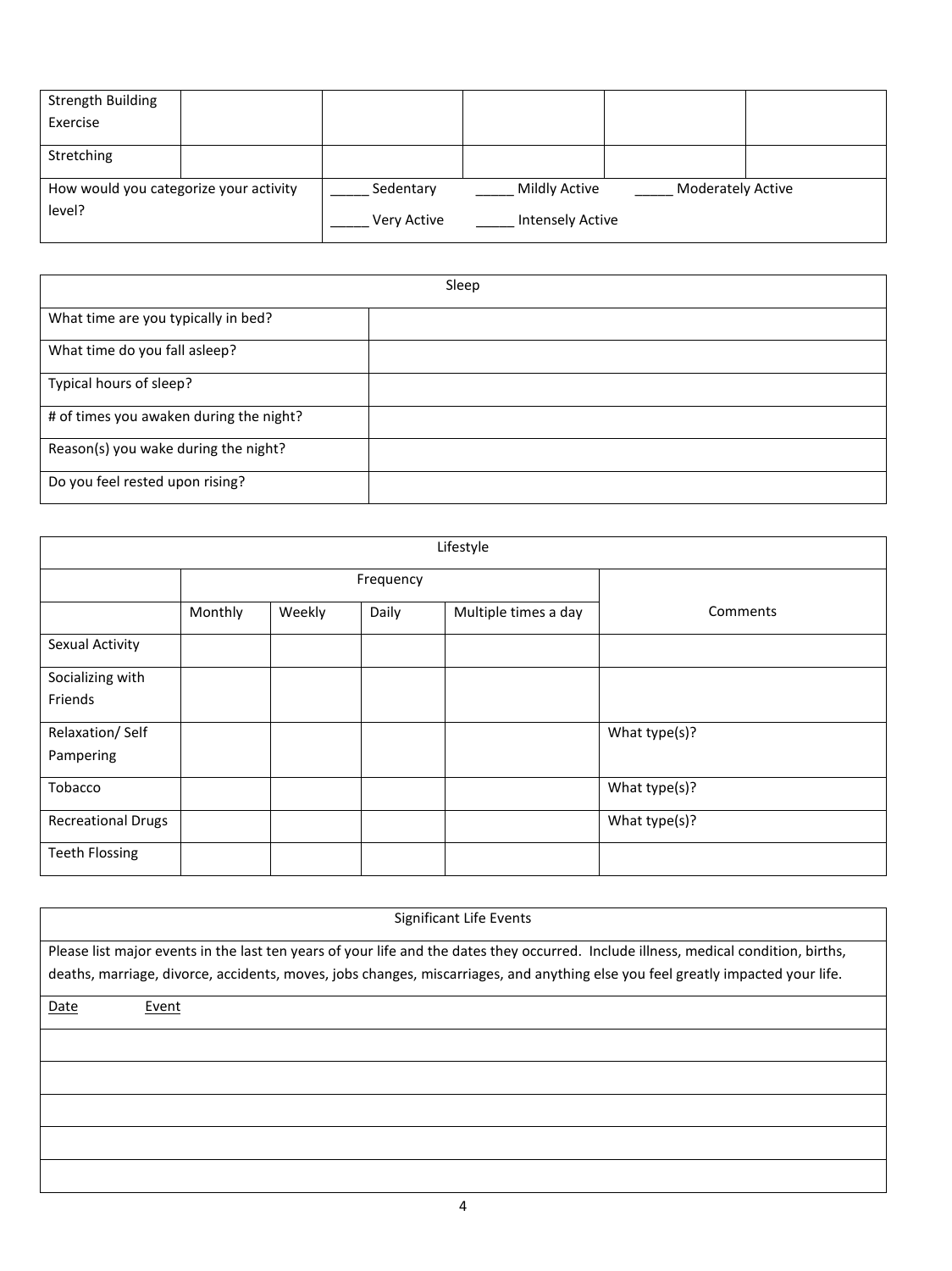| | | | | | |
|---|---|---|---|---|---|
| Strength Building Exercise | | | | | |
| Stretching | | | | | |
| How would you categorize your activity level? | | _____ Sedentary _____ Mildly Active _____ Moderately Active _____ Very Active _____ Intensely Active | | | |

| Sleep | |
|---|---|
| What time are you typically in bed? | |
| What time do you fall asleep? | |
| Typical hours of sleep? | |
| # of times you awaken during the night? | |
| Reason(s) you wake during the night? | |
| Do you feel rested upon rising? | |

| Lifestyle | | | | | |
|---|---|---|---|---|---|
| | Frequency | | | | |
| | Monthly | Weekly | Daily | Multiple times a day | Comments |
| Sexual Activity | | | | | |
| Socializing with Friends | | | | | |
| Relaxation/ Self Pampering | | | | | What type(s)? |
| Tobacco | | | | | What type(s)? |
| Recreational Drugs | | | | | What type(s)? |
| Teeth Flossing | | | | | |

| Significant Life Events | |
|---|---|
| Please list major events in the last ten years of your life and the dates they occurred. Include illness, medical condition, births, deaths, marriage, divorce, accidents, moves, jobs changes, miscarriages, and anything else you feel greatly impacted your life. | |
| Date | Event |
| | |
| | |
| | |
| | |
| | |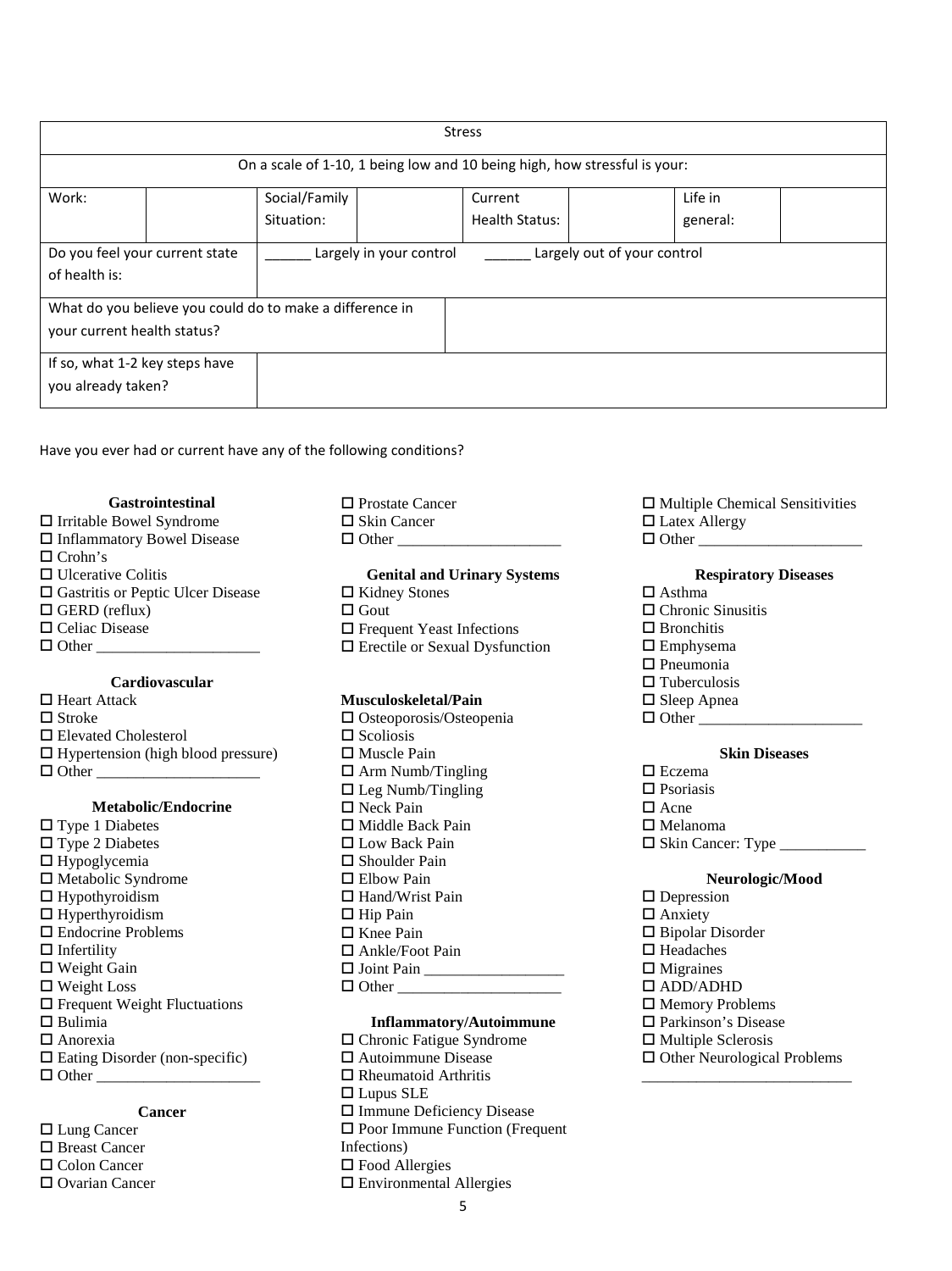| Stress | | | | | | | |
|---|---|---|---|---|---|---|---|
| On a scale of 1-10, 1 being low and 10 being high, how stressful is your: | | | | | | | |
| Work: | | Social/Family Situation: | | Current Health Status: | | Life in general: | |
| Do you feel your current state of health is: | ______ Largely in your control | ______ Largely out of your control | | | | | |
| What do you believe you could do to make a difference in your current health status? | | | | | | | |
| If so, what 1-2 key steps have you already taken? | | | | | | | |

Have you ever had or current have any of the following conditions?

**Gastrointestinal**

- ☐ Irritable Bowel Syndrome
- ☐ Inflammatory Bowel Disease
- ☐ Crohn's
- ☐ Ulcerative Colitis
- ☐ Gastritis or Peptic Ulcer Disease
- ☐ GERD (reflux)
- ☐ Celiac Disease
- ☐ Other ____________________

**Cardiovascular**

- ☐ Heart Attack
- ☐ Stroke
- ☐ Elevated Cholesterol
- ☐ Hypertension (high blood pressure)
- ☐ Other ____________________

**Metabolic/Endocrine**

- ☐ Type 1 Diabetes
- ☐ Type 2 Diabetes
- ☐ Hypoglycemia
- ☐ Metabolic Syndrome
- ☐ Hypothyroidism
- ☐ Hyperthyroidism
- ☐ Endocrine Problems
- ☐ Infertility
- ☐ Weight Gain
- ☐ Weight Loss
- ☐ Frequent Weight Fluctuations
- ☐ Bulimia
- ☐ Anorexia
- ☐ Eating Disorder (non-specific)
- ☐ Other ____________________

**Cancer**

- ☐ Lung Cancer
- ☐ Breast Cancer
- ☐ Colon Cancer
- ☐ Ovarian Cancer
- ☐ Prostate Cancer
- ☐ Skin Cancer
- ☐ Other ____________________

**Genital and Urinary Systems**

- ☐ Kidney Stones
- ☐ Gout
- ☐ Frequent Yeast Infections
- ☐ Erectile or Sexual Dysfunction

**Musculoskeletal/Pain**

- ☐ Osteoporosis/Osteopenia
- ☐ Scoliosis
- ☐ Muscle Pain
- ☐ Arm Numb/Tingling
- ☐ Leg Numb/Tingling
- ☐ Neck Pain
- ☐ Middle Back Pain
- ☐ Low Back Pain
- ☐ Shoulder Pain
- ☐ Elbow Pain
- ☐ Hand/Wrist Pain
- ☐ Hip Pain
- ☐ Knee Pain
- ☐ Ankle/Foot Pain
- ☐ Joint Pain ________________
- ☐ Other ____________________

**Inflammatory/Autoimmune**

- ☐ Chronic Fatigue Syndrome
- ☐ Autoimmune Disease
- ☐ Rheumatoid Arthritis
- ☐ Lupus SLE
- ☐ Immune Deficiency Disease
- ☐ Poor Immune Function (Frequent Infections)
- ☐ Food Allergies
- ☐ Environmental Allergies
- ☐ Multiple Chemical Sensitivities
- ☐ Latex Allergy
- ☐ Other ____________________

**Respiratory Diseases**

- ☐ Asthma
- ☐ Chronic Sinusitis
- ☐ Bronchitis
- ☐ Emphysema
- ☐ Pneumonia
- ☐ Tuberculosis
- ☐ Sleep Apnea
- ☐ Other ____________________

**Skin Diseases**

- ☐ Eczema
- ☐ Psoriasis
- ☐ Acne
- ☐ Melanoma
- ☐ Skin Cancer: Type __________

**Neurologic/Mood**

- ☐ Depression
- ☐ Anxiety
- ☐ Bipolar Disorder
- ☐ Headaches
- ☐ Migraines
- ☐ ADD/ADHD
- ☐ Memory Problems
- ☐ Parkinson's Disease
- ☐ Multiple Sclerosis
- ☐ Other Neurological Problems __________________________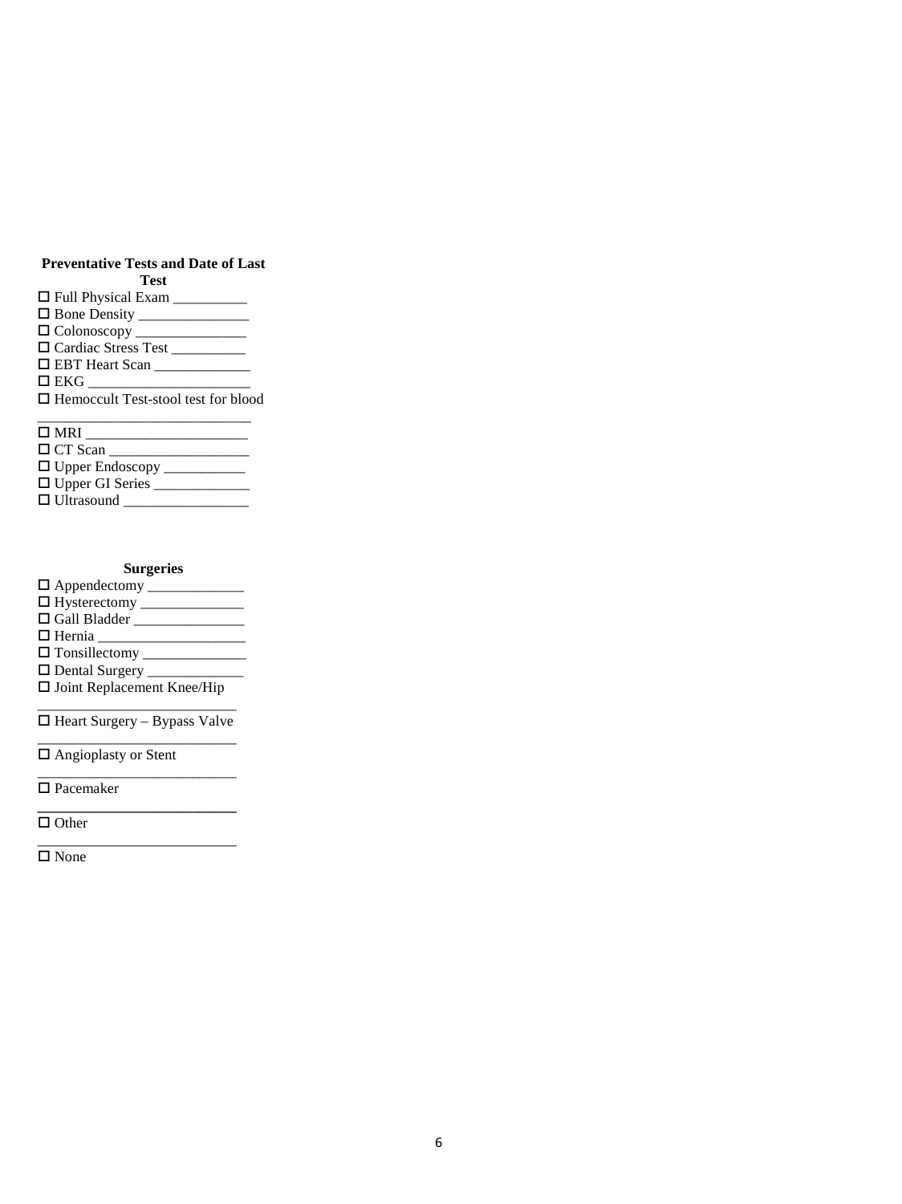**Preventative Tests and Date of Last Test**

☐ Full Physical Exam __________
☐ Bone Density _______________
☐ Colonoscopy _______________
☐ Cardiac Stress Test __________
☐ EBT Heart Scan _____________
☐ EKG ______________________
☐ Hemoccult Test-stool test for blood
____________________________
☐ MRI ______________________
☐ CT Scan ___________________
☐ Upper Endoscopy ___________
☐ Upper GI Series _____________
☐ Ultrasound _________________

**Surgeries**

☐ Appendectomy _____________
☐ Hysterectomy ______________
☐ Gall Bladder _______________
☐ Hernia ____________________
☐ Tonsillectomy ______________
☐ Dental Surgery _____________
☐ Joint Replacement Knee/Hip
__________________________
☐ Heart Surgery – Bypass Valve
__________________________
☐ Angioplasty or Stent
__________________________
☐ Pacemaker
__________________________
☐ Other
__________________________
☐ None